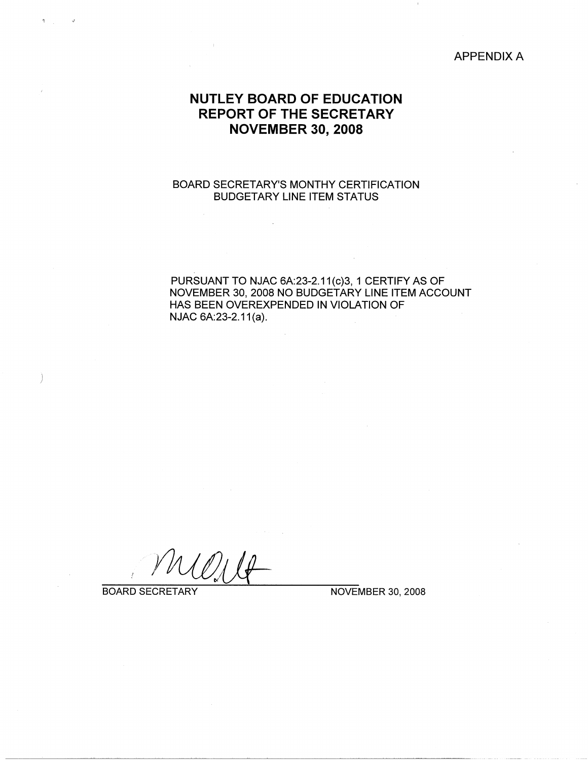APPENDIX A

# NUTLEY BOARD OF EDUCATION
# REPORT OF THE SECRETARY
# NOVEMBER 30, 2008

BOARD SECRETARY'S MONTHY CERTIFICATION
BUDGETARY LINE ITEM STATUS

PURSUANT TO NJAC 6A:23-2.11(c)3, 1 CERTIFY AS OF NOVEMBER 30, 2008 NO BUDGETARY LINE ITEM ACCOUNT HAS BEEN OVEREXPENDED IN VIOLATION OF NJAC 6A:23-2.11(a).

BOARD SECRETARY　　　　　　　　NOVEMBER 30, 2008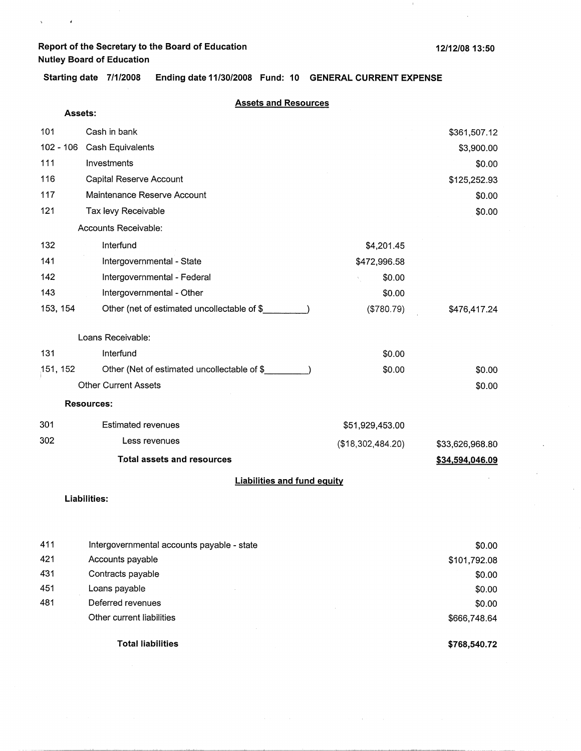**Report of the Secretary to the Board of Education**
**Nutley Board of Education**

12/12/08 13:50

**Starting date 7/1/2008 Ending date 11/30/2008 Fund: 10 GENERAL CURRENT EXPENSE**

## Assets and Resources

**Assets:**

| | | | |
|---|---|---|---|
| 101 | Cash in bank | | $361,507.12 |
| 102 - 106 | Cash Equivalents | | $3,900.00 |
| 111 | Investments | | $0.00 |
| 116 | Capital Reserve Account | | $125,252.93 |
| 117 | Maintenance Reserve Account | | $0.00 |
| 121 | Tax levy Receivable | | $0.00 |
| | Accounts Receivable: | | |
| 132 | Interfund | $4,201.45 | |
| 141 | Intergovernmental - State | $472,996.58 | |
| 142 | Intergovernmental - Federal | $0.00 | |
| 143 | Intergovernmental - Other | $0.00 | |
| 153, 154 | Other (net of estimated uncollectable of $_________) | ($780.79) | $476,417.24 |
| | Loans Receivable: | | |
| 131 | Interfund | $0.00 | |
| 151, 152 | Other (Net of estimated uncollectable of $_________) | $0.00 | $0.00 |
| | Other Current Assets | | $0.00 |

**Resources:**

| | | | |
|---|---|---|---|
| 301 | Estimated revenues | $51,929,453.00 | |
| 302 | Less revenues | ($18,302,484.20) | $33,626,968.80 |
| | **Total assets and resources** | | **$34,594,046.09** |

## Liabilities and fund equity

**Liabilities:**

| | | |
|---|---|---|
| 411 | Intergovernmental accounts payable - state | $0.00 |
| 421 | Accounts payable | $101,792.08 |
| 431 | Contracts payable | $0.00 |
| 451 | Loans payable | $0.00 |
| 481 | Deferred revenues | $0.00 |
| | Other current liabilities | $666,748.64 |
| | **Total liabilities** | **$768,540.72** |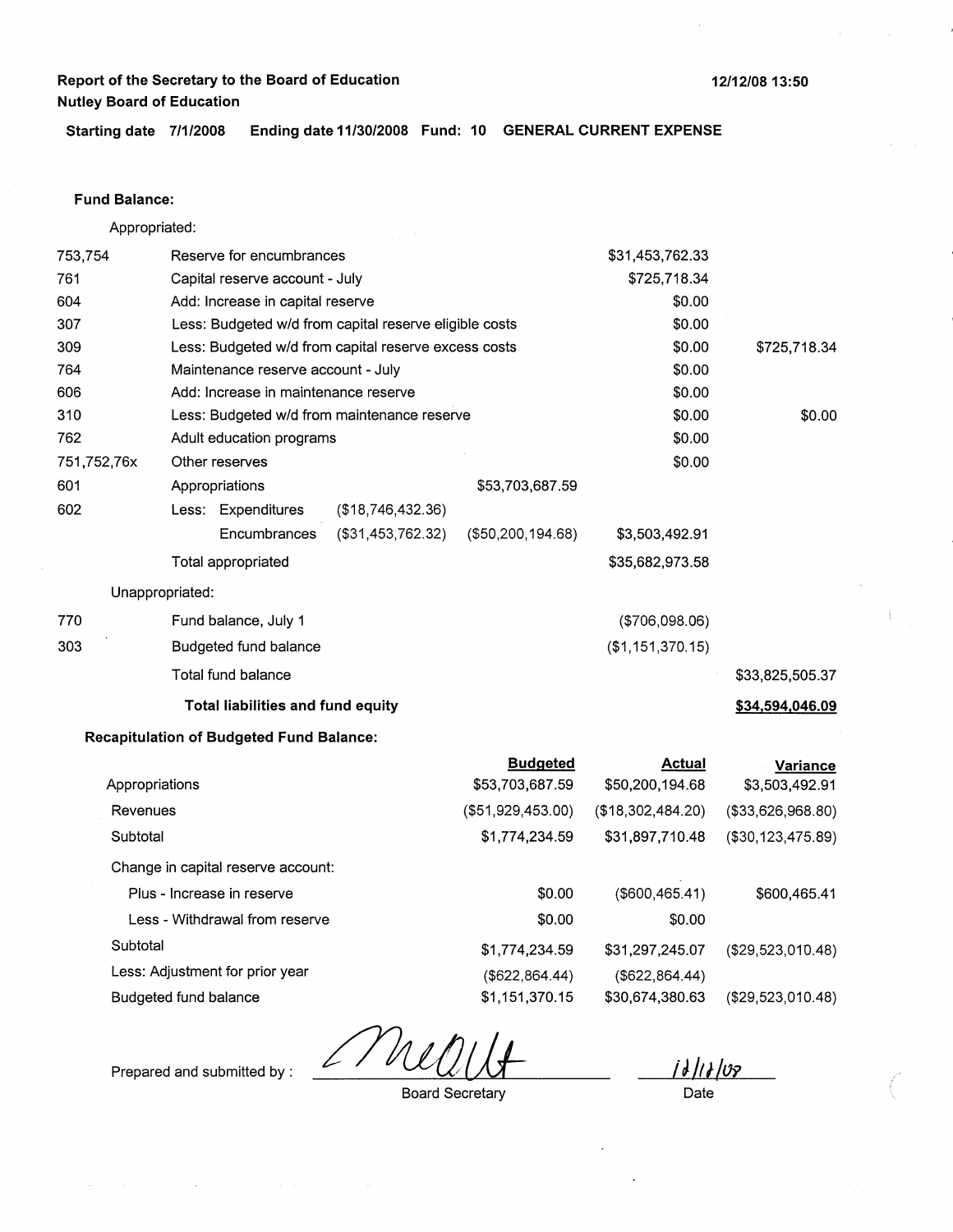**Report of the Secretary to the Board of Education**
**Nutley Board of Education**

12/12/08 13:50

**Starting date 7/1/2008 Ending date 11/30/2008 Fund: 10 GENERAL CURRENT EXPENSE**

**Fund Balance:**

Appropriated:

| Code | Description | | | | |
|---|---|---|---|---|---|
| 753,754 | Reserve for encumbrances | | | $31,453,762.33 | |
| 761 | Capital reserve account - July | | | $725,718.34 | |
| 604 | Add: Increase in capital reserve | | | $0.00 | |
| 307 | Less: Budgeted w/d from capital reserve eligible costs | | | $0.00 | |
| 309 | Less: Budgeted w/d from capital reserve excess costs | | | $0.00 | $725,718.34 |
| 764 | Maintenance reserve account - July | | | $0.00 | |
| 606 | Add: Increase in maintenance reserve | | | $0.00 | |
| 310 | Less: Budgeted w/d from maintenance reserve | | | $0.00 | $0.00 |
| 762 | Adult education programs | | | $0.00 | |
| 751,752,76x | Other reserves | | | $0.00 | |
| 601 | Appropriations | | $53,703,687.59 | | |
| 602 | Less: Expenditures | ($18,746,432.36) | | | |
| | Encumbrances | ($31,453,762.32) | ($50,200,194.68) | $3,503,492.91 | |
| | Total appropriated | | | $35,682,973.58 | |

Unappropriated:

| Code | Description | | |
|---|---|---|---|
| 770 | Fund balance, July 1 | ($706,098.06) | |
| 303 | Budgeted fund balance | ($1,151,370.15) | |
| | Total fund balance | | $33,825,505.37 |
| | **Total liabilities and fund equity** | | **$34,594,046.09** |

**Recapitulation of Budgeted Fund Balance:**

| | Budgeted | Actual | Variance |
|---|---|---|---|
| Appropriations | $53,703,687.59 | $50,200,194.68 | $3,503,492.91 |
| Revenues | ($51,929,453.00) | ($18,302,484.20) | ($33,626,968.80) |
| Subtotal | $1,774,234.59 | $31,897,710.48 | ($30,123,475.89) |
| Change in capital reserve account: | | | |
| Plus - Increase in reserve | $0.00 | ($600,465.41) | $600,465.41 |
| Less - Withdrawal from reserve | $0.00 | $0.00 | |
| Subtotal | $1,774,234.59 | $31,297,245.07 | ($29,523,010.48) |
| Less: Adjustment for prior year | ($622,864.44) | ($622,864.44) | |
| Budgeted fund balance | $1,151,370.15 | $30,674,380.63 | ($29,523,010.48) |

Prepared and submitted by : _________________________ Board Secretary

12/12/08
Date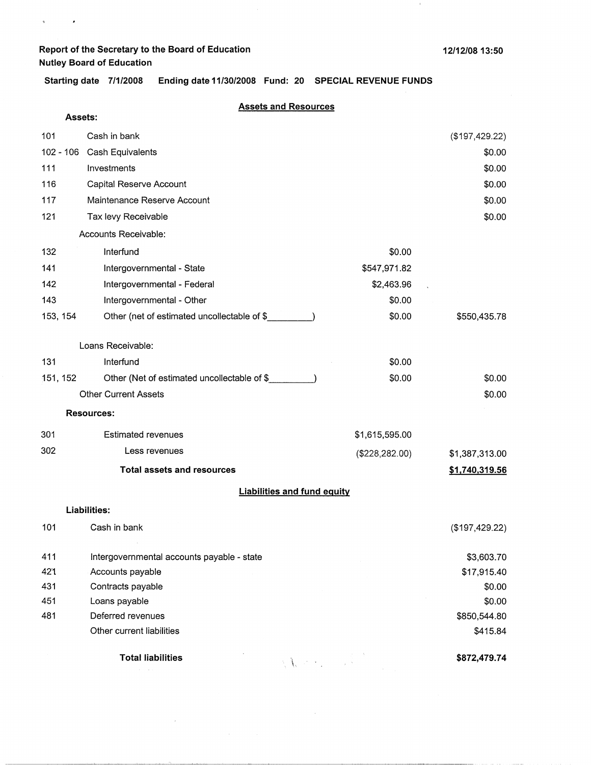**Report of the Secretary to the Board of Education**
**Nutley Board of Education**

**12/12/08 13:50**

**Starting date 7/1/2008 Ending date 11/30/2008 Fund: 20 SPECIAL REVENUE FUNDS**

## Assets and Resources

| Code | Description | | Amount |
|---|---|---|---|
| | **Assets:** | | |
| 101 | Cash in bank | | ($197,429.22) |
| 102 - 106 | Cash Equivalents | | $0.00 |
| 111 | Investments | | $0.00 |
| 116 | Capital Reserve Account | | $0.00 |
| 117 | Maintenance Reserve Account | | $0.00 |
| 121 | Tax levy Receivable | | $0.00 |
| | Accounts Receivable: | | |
| 132 | Interfund | $0.00 | |
| 141 | Intergovernmental - State | $547,971.82 | |
| 142 | Intergovernmental - Federal | $2,463.96 | |
| 143 | Intergovernmental - Other | $0.00 | |
| 153, 154 | Other (net of estimated uncollectable of $_________) | $0.00 | $550,435.78 |
| | Loans Receivable: | | |
| 131 | Interfund | $0.00 | |
| 151, 152 | Other (Net of estimated uncollectable of $_________) | $0.00 | $0.00 |
| | Other Current Assets | | $0.00 |
| | **Resources:** | | |
| 301 | Estimated revenues | $1,615,595.00 | |
| 302 | Less revenues | ($228,282.00) | $1,387,313.00 |
| | **Total assets and resources** | | **$1,740,319.56** |

## Liabilities and fund equity

| Code | Description | Amount |
|---|---|---|
| | **Liabilities:** | |
| 101 | Cash in bank | ($197,429.22) |
| 411 | Intergovernmental accounts payable - state | $3,603.70 |
| 421 | Accounts payable | $17,915.40 |
| 431 | Contracts payable | $0.00 |
| 451 | Loans payable | $0.00 |
| 481 | Deferred revenues | $850,544.80 |
| | Other current liabilities | $415.84 |
| | **Total liabilities** | **$872,479.74** |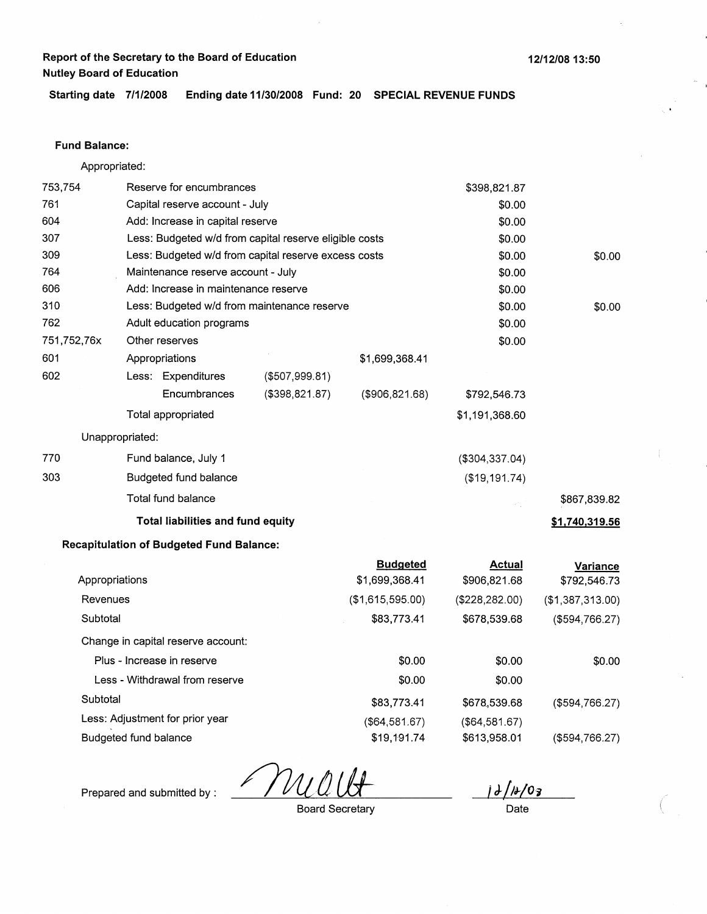**Report of the Secretary to the Board of Education**
**Nutley Board of Education**

12/12/08 13:50

**Starting date 7/1/2008 Ending date 11/30/2008 Fund: 20 SPECIAL REVENUE FUNDS**

**Fund Balance:**

Appropriated:

| | | | | | |
|---|---|---|---|---|---|
| 753,754 | Reserve for encumbrances | | | $398,821.87 | |
| 761 | Capital reserve account - July | | | $0.00 | |
| 604 | Add: Increase in capital reserve | | | $0.00 | |
| 307 | Less: Budgeted w/d from capital reserve eligible costs | | | $0.00 | |
| 309 | Less: Budgeted w/d from capital reserve excess costs | | | $0.00 | $0.00 |
| 764 | Maintenance reserve account - July | | | $0.00 | |
| 606 | Add: Increase in maintenance reserve | | | $0.00 | |
| 310 | Less: Budgeted w/d from maintenance reserve | | | $0.00 | $0.00 |
| 762 | Adult education programs | | | $0.00 | |
| 751,752,76x | Other reserves | | | $0.00 | |
| 601 | Appropriations | | $1,699,368.41 | | |
| 602 | Less: Expenditures | ($507,999.81) | | | |
| | Encumbrances | ($398,821.87) | ($906,821.68) | $792,546.73 | |
| | Total appropriated | | | $1,191,368.60 | |

Unappropriated:

| | | | |
|---|---|---|---|
| 770 | Fund balance, July 1 | ($304,337.04) | |
| 303 | Budgeted fund balance | ($19,191.74) | |
| | Total fund balance | | $867,839.82 |
| | **Total liabilities and fund equity** | | **$1,740,319.56** |

**Recapitulation of Budgeted Fund Balance:**

| | Budgeted | Actual | Variance |
|---|---|---|---|
| Appropriations | $1,699,368.41 | $906,821.68 | $792,546.73 |
| Revenues | ($1,615,595.00) | ($228,282.00) | ($1,387,313.00) |
| Subtotal | $83,773.41 | $678,539.68 | ($594,766.27) |
| Change in capital reserve account: | | | |
| Plus - Increase in reserve | $0.00 | $0.00 | $0.00 |
| Less - Withdrawal from reserve | $0.00 | $0.00 | |
| Subtotal | $83,773.41 | $678,539.68 | ($594,766.27) |
| Less: Adjustment for prior year | ($64,581.67) | ($64,581.67) | |
| Budgeted fund balance | $19,191.74 | $613,958.01 | ($594,766.27) |

Prepared and submitted by : _________________ Board Secretary

12/12/08 Date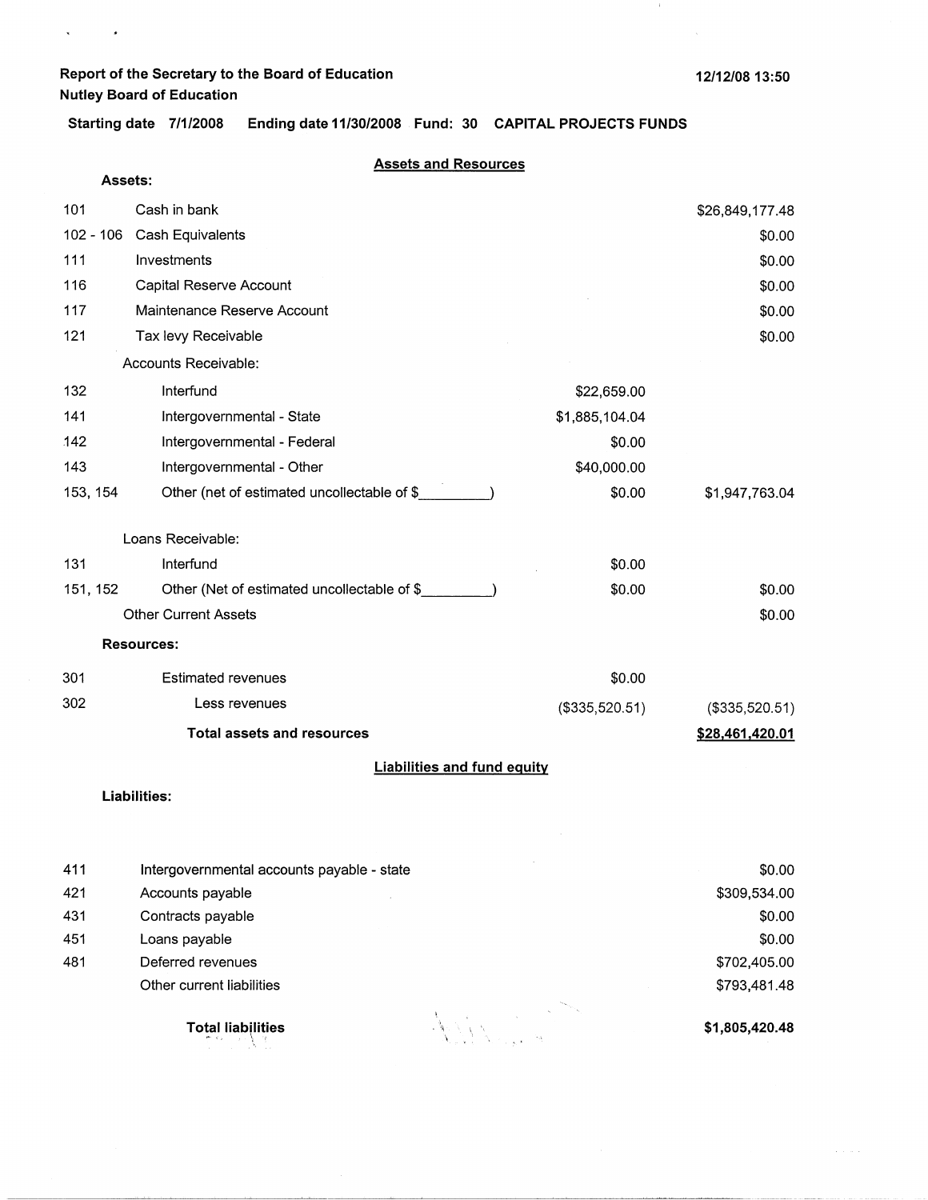**Report of the Secretary to the Board of Education**
**Nutley Board of Education**

**12/12/08 13:50**

**Starting date 7/1/2008 Ending date 11/30/2008 Fund: 30 CAPITAL PROJECTS FUNDS**

## Assets and Resources

**Assets:**

| Code | Description | | |
|---|---|---|---|
| 101 | Cash in bank | | $26,849,177.48 |
| 102 - 106 | Cash Equivalents | | $0.00 |
| 111 | Investments | | $0.00 |
| 116 | Capital Reserve Account | | $0.00 |
| 117 | Maintenance Reserve Account | | $0.00 |
| 121 | Tax levy Receivable | | $0.00 |
| | Accounts Receivable: | | |
| 132 | Interfund | $22,659.00 | |
| 141 | Intergovernmental - State | $1,885,104.04 | |
| 142 | Intergovernmental - Federal | $0.00 | |
| 143 | Intergovernmental - Other | $40,000.00 | |
| 153, 154 | Other (net of estimated uncollectable of $_________) | $0.00 | $1,947,763.04 |
| | Loans Receivable: | | |
| 131 | Interfund | $0.00 | |
| 151, 152 | Other (Net of estimated uncollectable of $_________) | $0.00 | $0.00 |
| | Other Current Assets | | $0.00 |
| | **Resources:** | | |
| 301 | Estimated revenues | $0.00 | |
| 302 | Less revenues | ($335,520.51) | ($335,520.51) |
| | **Total assets and resources** | | **$28,461,420.01** |

## Liabilities and fund equity

**Liabilities:**

| Code | Description | |
|---|---|---|
| 411 | Intergovernmental accounts payable - state | $0.00 |
| 421 | Accounts payable | $309,534.00 |
| 431 | Contracts payable | $0.00 |
| 451 | Loans payable | $0.00 |
| 481 | Deferred revenues | $702,405.00 |
| | Other current liabilities | $793,481.48 |
| | **Total liabilities** | **$1,805,420.48** |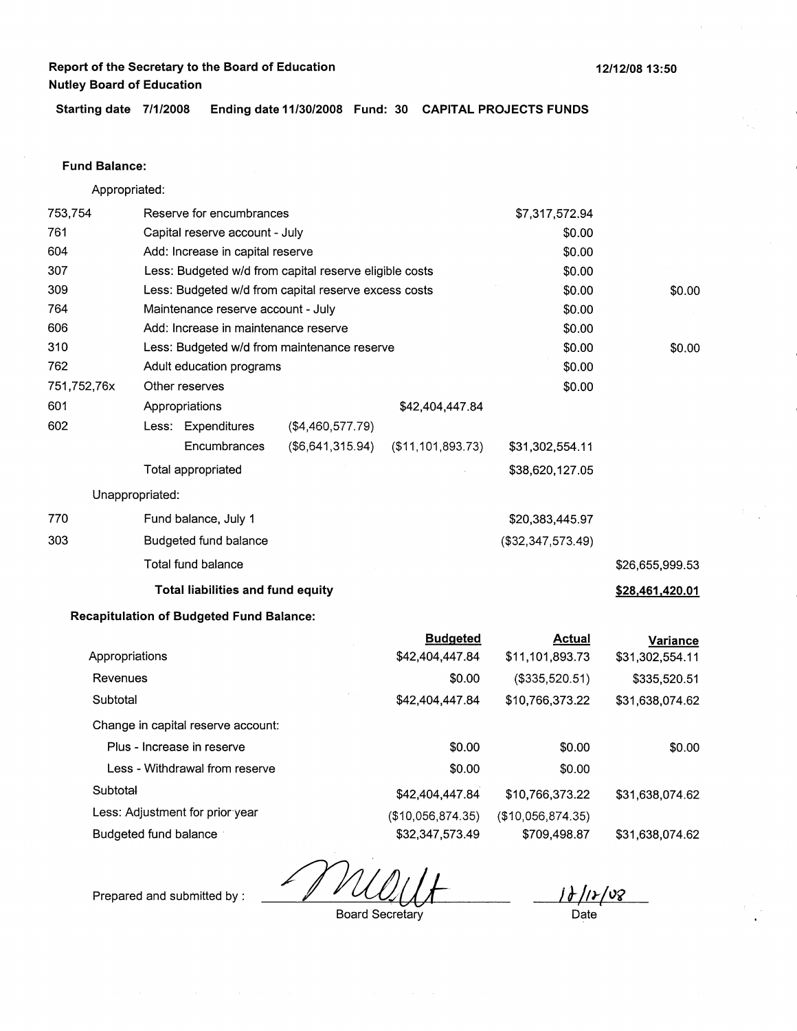**Report of the Secretary to the Board of Education**
**Nutley Board of Education**

**12/12/08 13:50**

**Starting date 7/1/2008 Ending date 11/30/2008 Fund: 30 CAPITAL PROJECTS FUNDS**

**Fund Balance:**

Appropriated:

| | | | | | |
|---|---|---|---|---|---|
| 753,754 | Reserve for encumbrances | | | $7,317,572.94 | |
| 761 | Capital reserve account - July | | | $0.00 | |
| 604 | Add: Increase in capital reserve | | | $0.00 | |
| 307 | Less: Budgeted w/d from capital reserve eligible costs | | | $0.00 | |
| 309 | Less: Budgeted w/d from capital reserve excess costs | | | $0.00 | $0.00 |
| 764 | Maintenance reserve account - July | | | $0.00 | |
| 606 | Add: Increase in maintenance reserve | | | $0.00 | |
| 310 | Less: Budgeted w/d from maintenance reserve | | | $0.00 | $0.00 |
| 762 | Adult education programs | | | $0.00 | |
| 751,752,76x | Other reserves | | | $0.00 | |
| 601 | Appropriations | | $42,404,447.84 | | |
| 602 | Less: Expenditures | ($4,460,577.79) | | | |
| | Encumbrances | ($6,641,315.94) | ($11,101,893.73) | $31,302,554.11 | |
| | Total appropriated | | | $38,620,127.05 | |

Unappropriated:

| | | | |
|---|---|---|---|
| 770 | Fund balance, July 1 | $20,383,445.97 | |
| 303 | Budgeted fund balance | ($32,347,573.49) | |
| | Total fund balance | | $26,655,999.53 |
| | **Total liabilities and fund equity** | | **$28,461,420.01** |

**Recapitulation of Budgeted Fund Balance:**

| | Budgeted | Actual | Variance |
|---|---|---|---|
| Appropriations | $42,404,447.84 | $11,101,893.73 | $31,302,554.11 |
| Revenues | $0.00 | ($335,520.51) | $335,520.51 |
| Subtotal | $42,404,447.84 | $10,766,373.22 | $31,638,074.62 |
| Change in capital reserve account: | | | |
| Plus - Increase in reserve | $0.00 | $0.00 | $0.00 |
| Less - Withdrawal from reserve | $0.00 | $0.00 | |
| Subtotal | $42,404,447.84 | $10,766,373.22 | $31,638,074.62 |
| Less: Adjustment for prior year | ($10,056,874.35) | ($10,056,874.35) | |
| Budgeted fund balance | $32,347,573.49 | $709,498.87 | $31,638,074.62 |

Prepared and submitted by : _______________ Board Secretary

12/12/08 Date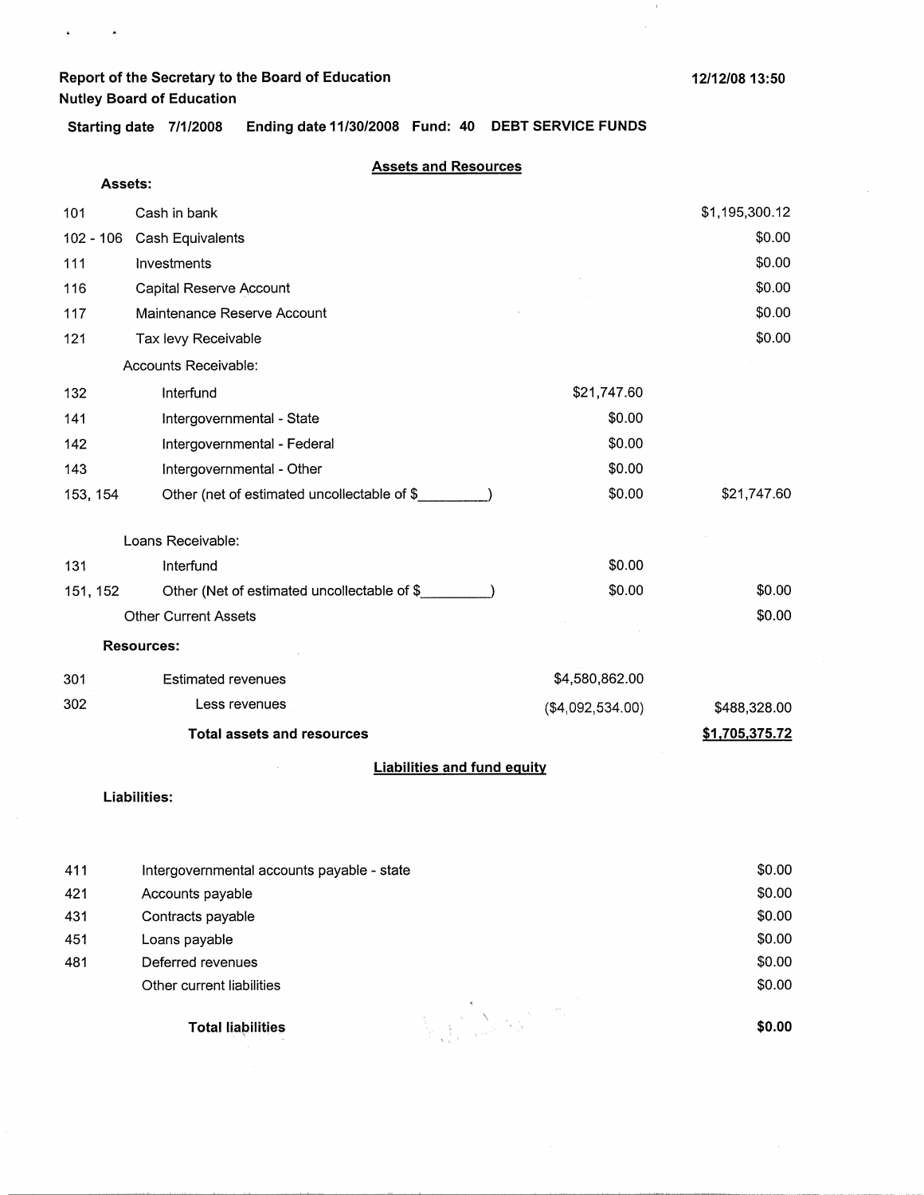**Report of the Secretary to the Board of Education**
**Nutley Board of Education**

**12/12/08 13:50**

**Starting date 7/1/2008 Ending date 11/30/2008 Fund: 40 DEBT SERVICE FUNDS**

## Assets and Resources

**Assets:**

| | | | |
|---|---|---|---|
| 101 | Cash in bank | | $1,195,300.12 |
| 102 - 106 | Cash Equivalents | | $0.00 |
| 111 | Investments | | $0.00 |
| 116 | Capital Reserve Account | | $0.00 |
| 117 | Maintenance Reserve Account | | $0.00 |
| 121 | Tax levy Receivable | | $0.00 |
| | Accounts Receivable: | | |
| 132 | Interfund | $21,747.60 | |
| 141 | Intergovernmental - State | $0.00 | |
| 142 | Intergovernmental - Federal | $0.00 | |
| 143 | Intergovernmental - Other | $0.00 | |
| 153, 154 | Other (net of estimated uncollectable of $_________) | $0.00 | $21,747.60 |
| | Loans Receivable: | | |
| 131 | Interfund | $0.00 | |
| 151, 152 | Other (Net of estimated uncollectable of $_________) | $0.00 | $0.00 |
| | Other Current Assets | | $0.00 |

**Resources:**

| | | | |
|---|---|---|---|
| 301 | Estimated revenues | $4,580,862.00 | |
| 302 | Less revenues | ($4,092,534.00) | $488,328.00 |
| | **Total assets and resources** | | **$1,705,375.72** |

## Liabilities and fund equity

**Liabilities:**

| | | |
|---|---|---|
| 411 | Intergovernmental accounts payable - state | $0.00 |
| 421 | Accounts payable | $0.00 |
| 431 | Contracts payable | $0.00 |
| 451 | Loans payable | $0.00 |
| 481 | Deferred revenues | $0.00 |
| | Other current liabilities | $0.00 |
| | **Total liabilities** | **$0.00** |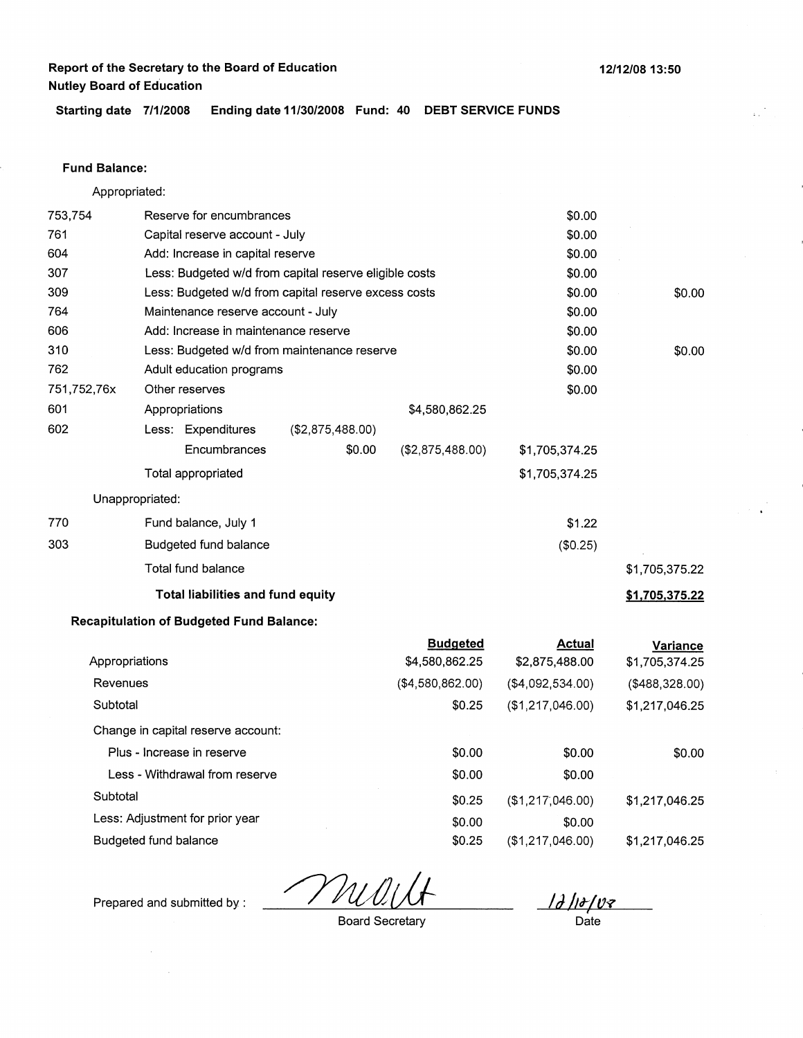**Report of the Secretary to the Board of Education**
**Nutley Board of Education**

**12/12/08 13:50**

**Starting date 7/1/2008 Ending date 11/30/2008 Fund: 40 DEBT SERVICE FUNDS**

**Fund Balance:**

Appropriated:

| Code | Description | | | | |
|---|---|---|---|---|---|
| 753,754 | Reserve for encumbrances | | | $0.00 | |
| 761 | Capital reserve account - July | | | $0.00 | |
| 604 | Add: Increase in capital reserve | | | $0.00 | |
| 307 | Less: Budgeted w/d from capital reserve eligible costs | | | $0.00 | |
| 309 | Less: Budgeted w/d from capital reserve excess costs | | | $0.00 | $0.00 |
| 764 | Maintenance reserve account - July | | | $0.00 | |
| 606 | Add: Increase in maintenance reserve | | | $0.00 | |
| 310 | Less: Budgeted w/d from maintenance reserve | | | $0.00 | $0.00 |
| 762 | Adult education programs | | | $0.00 | |
| 751,752,76x | Other reserves | | | $0.00 | |
| 601 | Appropriations | | $4,580,862.25 | | |
| 602 | Less: Expenditures | ($2,875,488.00) | | | |
| | Encumbrances | $0.00 | ($2,875,488.00) | $1,705,374.25 | |
| | Total appropriated | | | $1,705,374.25 | |

Unappropriated:

| Code | Description | | |
|---|---|---|---|
| 770 | Fund balance, July 1 | $1.22 | |
| 303 | Budgeted fund balance | ($0.25) | |
| | Total fund balance | | $1,705,375.22 |
| | **Total liabilities and fund equity** | | **$1,705,375.22** |

**Recapitulation of Budgeted Fund Balance:**

| | Budgeted | Actual | Variance |
|---|---|---|---|
| Appropriations | $4,580,862.25 | $2,875,488.00 | $1,705,374.25 |
| Revenues | ($4,580,862.00) | ($4,092,534.00) | ($488,328.00) |
| Subtotal | $0.25 | ($1,217,046.00) | $1,217,046.25 |
| Change in capital reserve account: | | | |
| Plus - Increase in reserve | $0.00 | $0.00 | $0.00 |
| Less - Withdrawal from reserve | $0.00 | $0.00 | |
| Subtotal | $0.25 | ($1,217,046.00) | $1,217,046.25 |
| Less: Adjustment for prior year | $0.00 | $0.00 | |
| Budgeted fund balance | $0.25 | ($1,217,046.00) | $1,217,046.25 |

Prepared and submitted by : *[signature]* — Board Secretary

12/10/08 — Date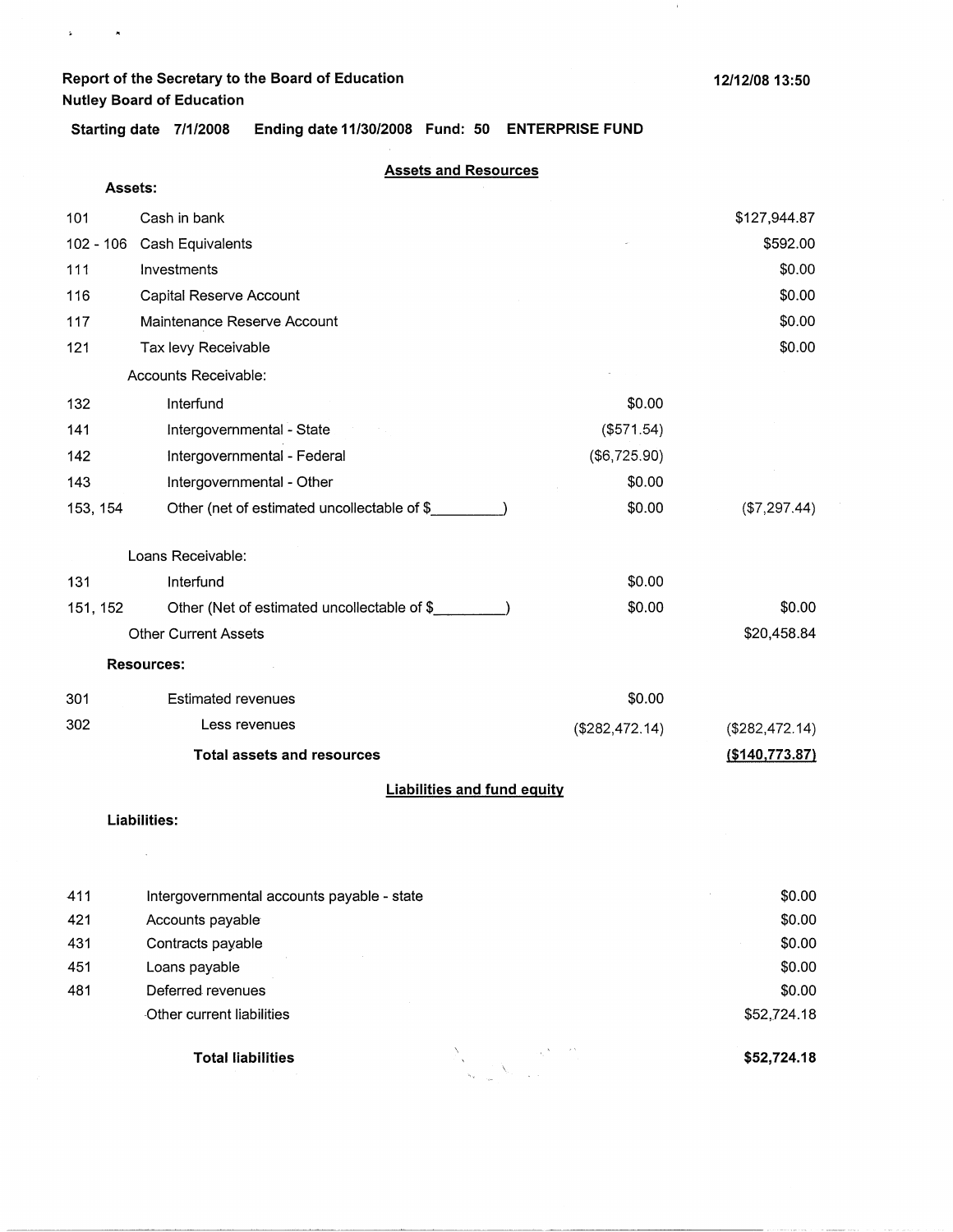**Report of the Secretary to the Board of Education**
**Nutley Board of Education**

**12/12/08 13:50**

**Starting date 7/1/2008 Ending date 11/30/2008 Fund: 50 ENTERPRISE FUND**

## Assets and Resources

| | | | |
|---|---|---|---|
| **Assets:** | | | |
| 101 | Cash in bank | | $127,944.87 |
| 102 - 106 | Cash Equivalents | | $592.00 |
| 111 | Investments | | $0.00 |
| 116 | Capital Reserve Account | | $0.00 |
| 117 | Maintenance Reserve Account | | $0.00 |
| 121 | Tax levy Receivable | | $0.00 |
| | Accounts Receivable: | | |
| 132 | Interfund | $0.00 | |
| 141 | Intergovernmental - State | ($571.54) | |
| 142 | Intergovernmental - Federal | ($6,725.90) | |
| 143 | Intergovernmental - Other | $0.00 | |
| 153, 154 | Other (net of estimated uncollectable of $_________) | $0.00 | ($7,297.44) |
| | Loans Receivable: | | |
| 131 | Interfund | $0.00 | |
| 151, 152 | Other (Net of estimated uncollectable of $_________) | $0.00 | $0.00 |
| | Other Current Assets | | $20,458.84 |
| **Resources:** | | | |
| 301 | Estimated revenues | $0.00 | |
| 302 | Less revenues | ($282,472.14) | ($282,472.14) |
| | **Total assets and resources** | | **($140,773.87)** |

## Liabilities and fund equity

| | | |
|---|---|---|
| **Liabilities:** | | |
| 411 | Intergovernmental accounts payable - state | $0.00 |
| 421 | Accounts payable | $0.00 |
| 431 | Contracts payable | $0.00 |
| 451 | Loans payable | $0.00 |
| 481 | Deferred revenues | $0.00 |
| | Other current liabilities | $52,724.18 |
| | **Total liabilities** | **$52,724.18** |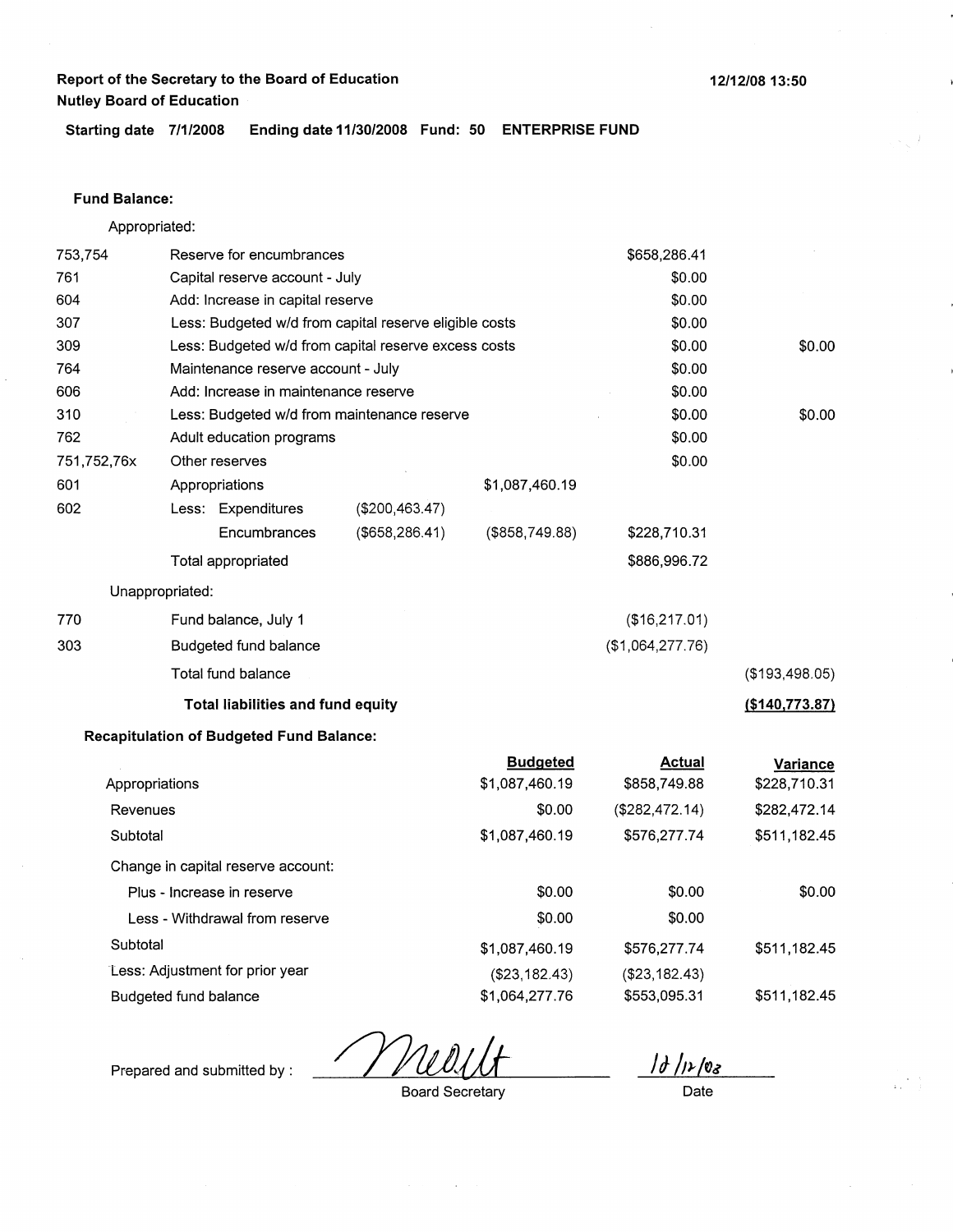**Report of the Secretary to the Board of Education**
**Nutley Board of Education**

12/12/08 13:50

**Starting date 7/1/2008 Ending date 11/30/2008 Fund: 50 ENTERPRISE FUND**

**Fund Balance:**

Appropriated:

| Code | Description | | | | |
|---|---|---|---|---|---|
| 753,754 | Reserve for encumbrances | | | $658,286.41 | |
| 761 | Capital reserve account - July | | | $0.00 | |
| 604 | Add: Increase in capital reserve | | | $0.00 | |
| 307 | Less: Budgeted w/d from capital reserve eligible costs | | | $0.00 | |
| 309 | Less: Budgeted w/d from capital reserve excess costs | | | $0.00 | $0.00 |
| 764 | Maintenance reserve account - July | | | $0.00 | |
| 606 | Add: Increase in maintenance reserve | | | $0.00 | |
| 310 | Less: Budgeted w/d from maintenance reserve | | | $0.00 | $0.00 |
| 762 | Adult education programs | | | $0.00 | |
| 751,752,76x | Other reserves | | | $0.00 | |
| 601 | Appropriations | | $1,087,460.19 | | |
| 602 | Less: Expenditures | ($200,463.47) | | | |
| | Encumbrances | ($658,286.41) | ($858,749.88) | $228,710.31 | |
| | Total appropriated | | | $886,996.72 | |

Unappropriated:

| Code | Description | | |
|---|---|---|---|
| 770 | Fund balance, July 1 | ($16,217.01) | |
| 303 | Budgeted fund balance | ($1,064,277.76) | |
| | Total fund balance | | ($193,498.05) |
| | **Total liabilities and fund equity** | | **($140,773.87)** |

**Recapitulation of Budgeted Fund Balance:**

| | Budgeted | Actual | Variance |
|---|---|---|---|
| Appropriations | $1,087,460.19 | $858,749.88 | $228,710.31 |
| Revenues | $0.00 | ($282,472.14) | $282,472.14 |
| Subtotal | $1,087,460.19 | $576,277.74 | $511,182.45 |
| Change in capital reserve account: | | | |
| Plus - Increase in reserve | $0.00 | $0.00 | $0.00 |
| Less - Withdrawal from reserve | $0.00 | $0.00 | |
| Subtotal | $1,087,460.19 | $576,277.74 | $511,182.45 |
| Less: Adjustment for prior year | ($23,182.43) | ($23,182.43) | |
| Budgeted fund balance | $1,064,277.76 | $553,095.31 | $511,182.45 |

Prepared and submitted by : *[signature]* Board Secretary — 12/12/08 Date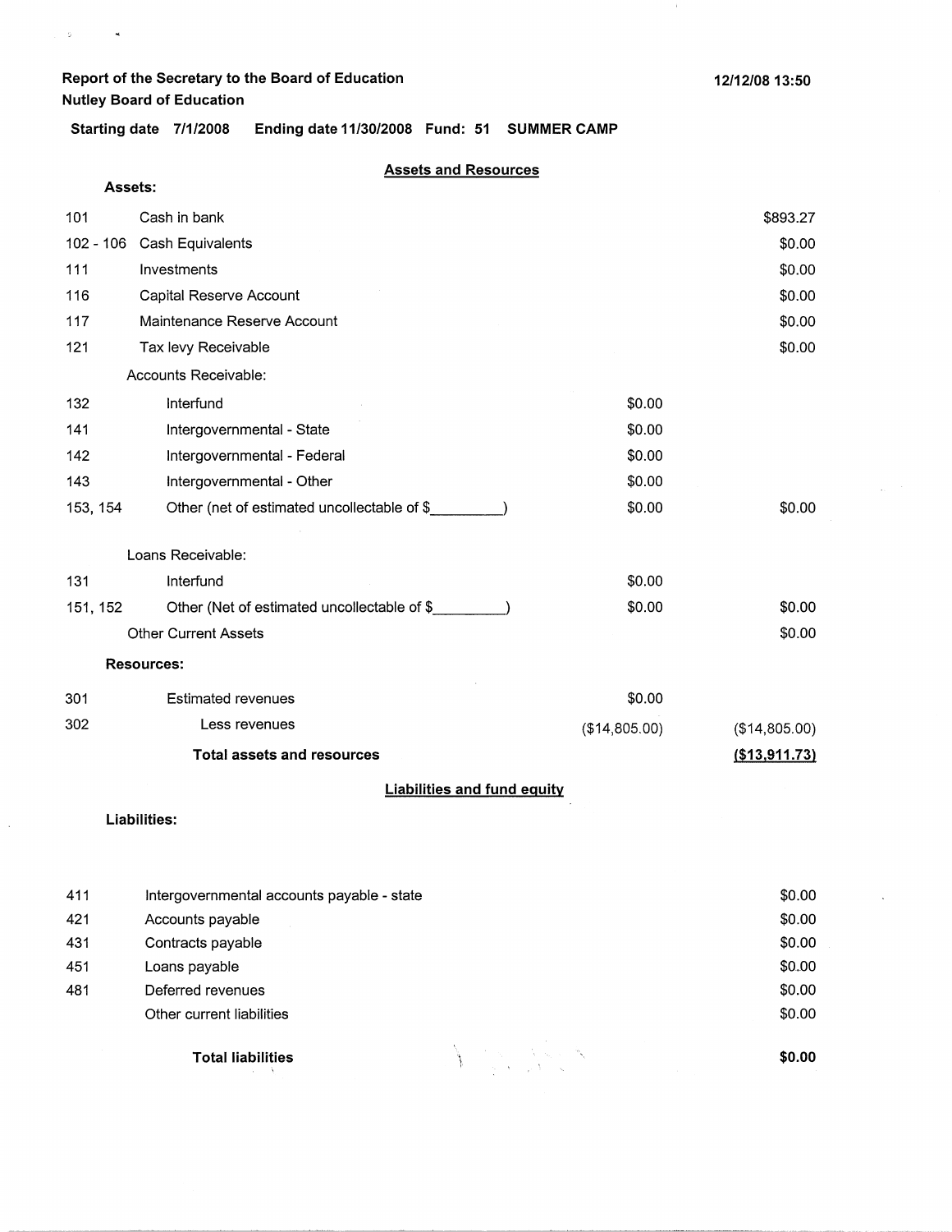Report of the Secretary to the Board of Education
Nutley Board of Education

12/12/08 13:50

**Starting date** 7/1/2008 **Ending date** 11/30/2008 **Fund: 51 SUMMER CAMP**

## Assets and Resources

**Assets:**

| Code | Description | | Amount |
|---|---|---|---|
| 101 | Cash in bank | | $893.27 |
| 102 - 106 | Cash Equivalents | | $0.00 |
| 111 | Investments | | $0.00 |
| 116 | Capital Reserve Account | | $0.00 |
| 117 | Maintenance Reserve Account | | $0.00 |
| 121 | Tax levy Receivable | | $0.00 |
| | Accounts Receivable: | | |
| 132 | Interfund | $0.00 | |
| 141 | Intergovernmental - State | $0.00 | |
| 142 | Intergovernmental - Federal | $0.00 | |
| 143 | Intergovernmental - Other | $0.00 | |
| 153, 154 | Other (net of estimated uncollectable of $\_\_\_\_\_\_\_\_\_) | $0.00 | $0.00 |
| | Loans Receivable: | | |
| 131 | Interfund | $0.00 | |
| 151, 152 | Other (Net of estimated uncollectable of $\_\_\_\_\_\_\_\_\_) | $0.00 | $0.00 |
| | Other Current Assets | | $0.00 |
| | **Resources:** | | |
| 301 | Estimated revenues | $0.00 | |
| 302 | Less revenues | ($14,805.00) | ($14,805.00) |
| | **Total assets and resources** | | **($13,911.73)** |

## Liabilities and fund equity

**Liabilities:**

| Code | Description | Amount |
|---|---|---|
| 411 | Intergovernmental accounts payable - state | $0.00 |
| 421 | Accounts payable | $0.00 |
| 431 | Contracts payable | $0.00 |
| 451 | Loans payable | $0.00 |
| 481 | Deferred revenues | $0.00 |
| | Other current liabilities | $0.00 |
| | **Total liabilities** | **$0.00** |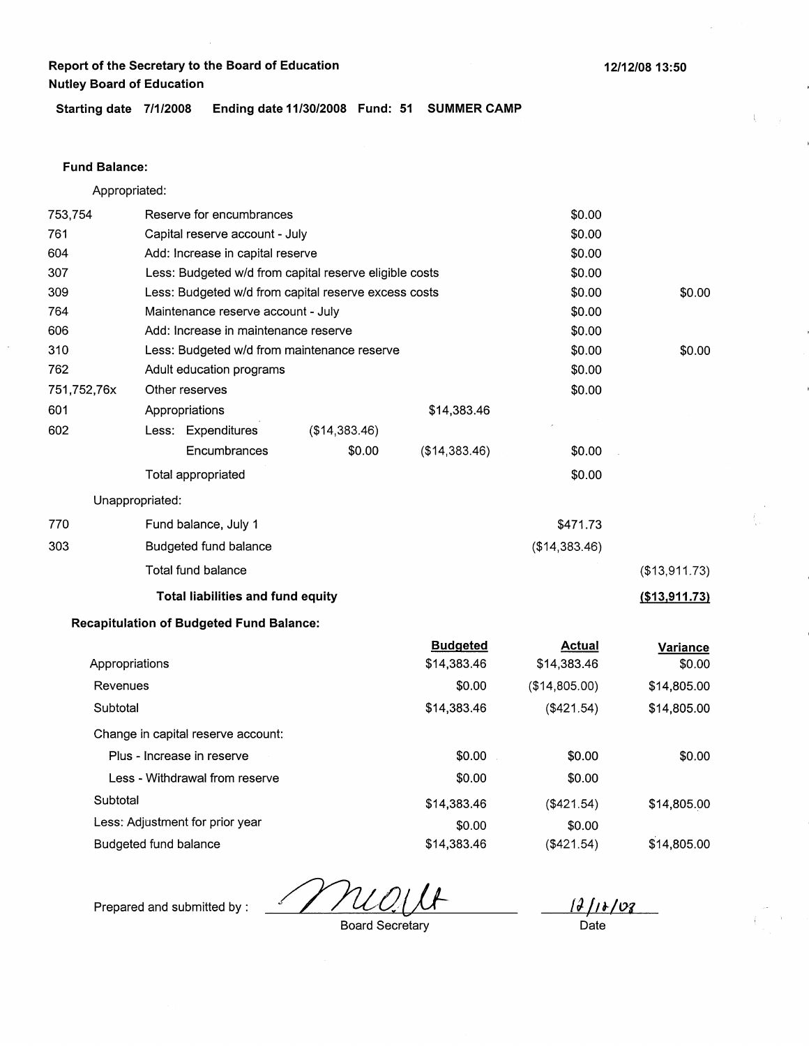**Report of the Secretary to the Board of Education**
**Nutley Board of Education**

12/12/08 13:50

**Starting date** 7/1/2008 **Ending date** 11/30/2008 **Fund:** 51 **SUMMER CAMP**

**Fund Balance:**

Appropriated:

| | | | | | |
|---|---|---|---|---|---|
| 753,754 | Reserve for encumbrances | | | $0.00 | |
| 761 | Capital reserve account - July | | | $0.00 | |
| 604 | Add: Increase in capital reserve | | | $0.00 | |
| 307 | Less: Budgeted w/d from capital reserve eligible costs | | | $0.00 | |
| 309 | Less: Budgeted w/d from capital reserve excess costs | | | $0.00 | $0.00 |
| 764 | Maintenance reserve account - July | | | $0.00 | |
| 606 | Add: Increase in maintenance reserve | | | $0.00 | |
| 310 | Less: Budgeted w/d from maintenance reserve | | | $0.00 | $0.00 |
| 762 | Adult education programs | | | $0.00 | |
| 751,752,76x | Other reserves | | | $0.00 | |
| 601 | Appropriations | | $14,383.46 | | |
| 602 | Less: Expenditures | ($14,383.46) | | | |
| | Encumbrances | $0.00 | ($14,383.46) | $0.00 | |
| | Total appropriated | | | $0.00 | |

Unappropriated:

| | | | |
|---|---|---|---|
| 770 | Fund balance, July 1 | $471.73 | |
| 303 | Budgeted fund balance | ($14,383.46) | |
| | Total fund balance | | ($13,911.73) |
| | **Total liabilities and fund equity** | | **($13,911.73)** |

**Recapitulation of Budgeted Fund Balance:**

| | Budgeted | Actual | Variance |
|---|---|---|---|
| Appropriations | $14,383.46 | $14,383.46 | $0.00 |
| Revenues | $0.00 | ($14,805.00) | $14,805.00 |
| Subtotal | $14,383.46 | ($421.54) | $14,805.00 |
| Change in capital reserve account: | | | |
| Plus - Increase in reserve | $0.00 | $0.00 | $0.00 |
| Less - Withdrawal from reserve | $0.00 | $0.00 | |
| Subtotal | $14,383.46 | ($421.54) | $14,805.00 |
| Less: Adjustment for prior year | $0.00 | $0.00 | |
| Budgeted fund balance | $14,383.46 | ($421.54) | $14,805.00 |

Prepared and submitted by : ______________ Board Secretary  12/12/08 Date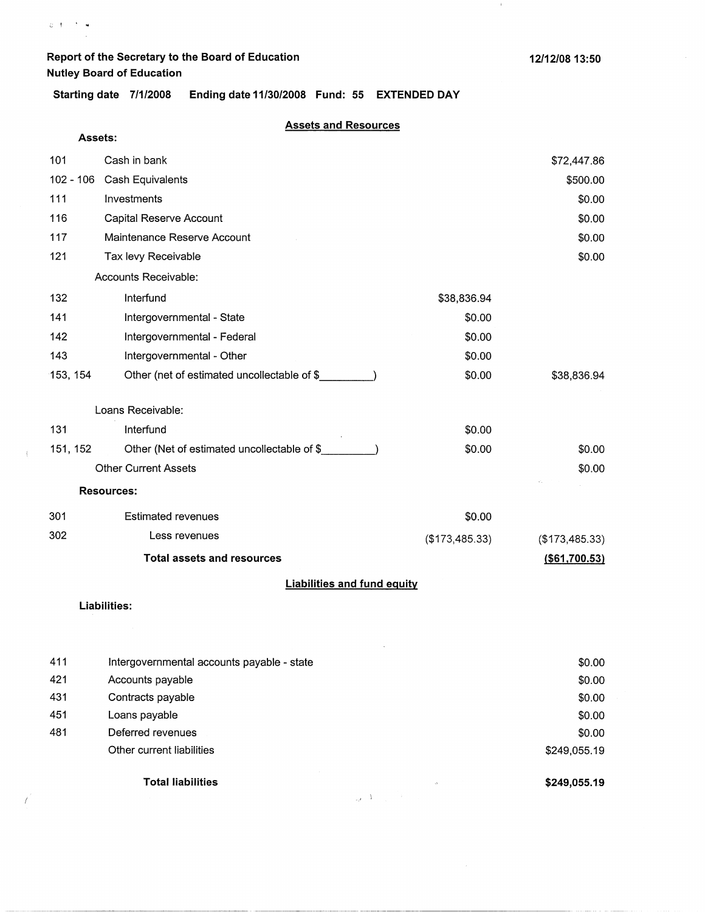**Report of the Secretary to the Board of Education**
**Nutley Board of Education**

**12/12/08 13:50**

**Starting date 7/1/2008 Ending date 11/30/2008 Fund: 55 EXTENDED DAY**

## Assets and Resources

**Assets:**

| | | | |
|---|---|---|---|
| 101 | Cash in bank | | $72,447.86 |
| 102 - 106 | Cash Equivalents | | $500.00 |
| 111 | Investments | | $0.00 |
| 116 | Capital Reserve Account | | $0.00 |
| 117 | Maintenance Reserve Account | | $0.00 |
| 121 | Tax levy Receivable | | $0.00 |
| | Accounts Receivable: | | |
| 132 | Interfund | $38,836.94 | |
| 141 | Intergovernmental - State | $0.00 | |
| 142 | Intergovernmental - Federal | $0.00 | |
| 143 | Intergovernmental - Other | $0.00 | |
| 153, 154 | Other (net of estimated uncollectable of $_________) | $0.00 | $38,836.94 |
| | Loans Receivable: | | |
| 131 | Interfund | $0.00 | |
| 151, 152 | Other (Net of estimated uncollectable of $_________) | $0.00 | $0.00 |
| | Other Current Assets | | $0.00 |

**Resources:**

| | | | |
|---|---|---|---|
| 301 | Estimated revenues | $0.00 | |
| 302 | Less revenues | ($173,485.33) | ($173,485.33) |
| | **Total assets and resources** | | **($61,700.53)** |

## Liabilities and fund equity

**Liabilities:**

| | | |
|---|---|---|
| 411 | Intergovernmental accounts payable - state | $0.00 |
| 421 | Accounts payable | $0.00 |
| 431 | Contracts payable | $0.00 |
| 451 | Loans payable | $0.00 |
| 481 | Deferred revenues | $0.00 |
| | Other current liabilities | $249,055.19 |
| | **Total liabilities** | **$249,055.19** |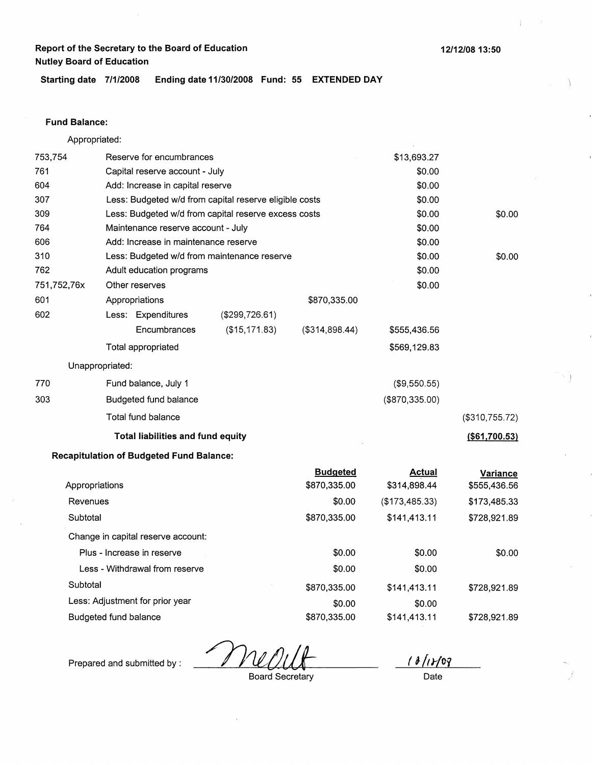**Report of the Secretary to the Board of Education**
**Nutley Board of Education**

12/12/08 13:50

**Starting date 7/1/2008 Ending date 11/30/2008 Fund: 55 EXTENDED DAY**

**Fund Balance:**

Appropriated:

| | | | | | |
|---|---|---|---|---|---|
| 753,754 | Reserve for encumbrances | | | $13,693.27 | |
| 761 | Capital reserve account - July | | | $0.00 | |
| 604 | Add: Increase in capital reserve | | | $0.00 | |
| 307 | Less: Budgeted w/d from capital reserve eligible costs | | | $0.00 | |
| 309 | Less: Budgeted w/d from capital reserve excess costs | | | $0.00 | $0.00 |
| 764 | Maintenance reserve account - July | | | $0.00 | |
| 606 | Add: Increase in maintenance reserve | | | $0.00 | |
| 310 | Less: Budgeted w/d from maintenance reserve | | | $0.00 | $0.00 |
| 762 | Adult education programs | | | $0.00 | |
| 751,752,76x | Other reserves | | | $0.00 | |
| 601 | Appropriations | | $870,335.00 | | |
| 602 | Less: Expenditures | ($299,726.61) | | | |
| | Encumbrances | ($15,171.83) | ($314,898.44) | $555,436.56 | |
| | Total appropriated | | | $569,129.83 | |

Unappropriated:

| | | | |
|---|---|---|---|
| 770 | Fund balance, July 1 | ($9,550.55) | |
| 303 | Budgeted fund balance | ($870,335.00) | |
| | Total fund balance | | ($310,755.72) |
| | **Total liabilities and fund equity** | | **($61,700.53)** |

**Recapitulation of Budgeted Fund Balance:**

| | Budgeted | Actual | Variance |
|---|---|---|---|
| Appropriations | $870,335.00 | $314,898.44 | $555,436.56 |
| Revenues | $0.00 | ($173,485.33) | $173,485.33 |
| Subtotal | $870,335.00 | $141,413.11 | $728,921.89 |
| Change in capital reserve account: | | | |
| Plus - Increase in reserve | $0.00 | $0.00 | $0.00 |
| Less - Withdrawal from reserve | $0.00 | $0.00 | |
| Subtotal | $870,335.00 | $141,413.11 | $728,921.89 |
| Less: Adjustment for prior year | $0.00 | $0.00 | |
| Budgeted fund balance | $870,335.00 | $141,413.11 | $728,921.89 |

Prepared and submitted by : _____________ Board Secretary    12/12/08 Date